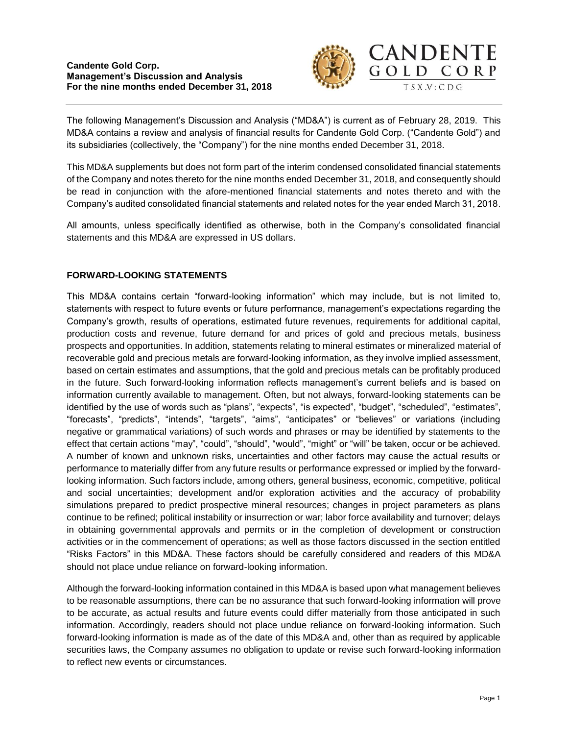**Candente Gold Corp.**
**Management's Discussion and Analysis**
**For the nine months ended December 31, 2018**

The following Management's Discussion and Analysis ("MD&A") is current as of February 28, 2019. This MD&A contains a review and analysis of financial results for Candente Gold Corp. ("Candente Gold") and its subsidiaries (collectively, the "Company") for the nine months ended December 31, 2018.

This MD&A supplements but does not form part of the interim condensed consolidated financial statements of the Company and notes thereto for the nine months ended December 31, 2018, and consequently should be read in conjunction with the afore-mentioned financial statements and notes thereto and with the Company's audited consolidated financial statements and related notes for the year ended March 31, 2018.

All amounts, unless specifically identified as otherwise, both in the Company's consolidated financial statements and this MD&A are expressed in US dollars.

## FORWARD-LOOKING STATEMENTS

This MD&A contains certain "forward-looking information" which may include, but is not limited to, statements with respect to future events or future performance, management's expectations regarding the Company's growth, results of operations, estimated future revenues, requirements for additional capital, production costs and revenue, future demand for and prices of gold and precious metals, business prospects and opportunities. In addition, statements relating to mineral estimates or mineralized material of recoverable gold and precious metals are forward-looking information, as they involve implied assessment, based on certain estimates and assumptions, that the gold and precious metals can be profitably produced in the future. Such forward-looking information reflects management's current beliefs and is based on information currently available to management. Often, but not always, forward-looking statements can be identified by the use of words such as "plans", "expects", "is expected", "budget", "scheduled", "estimates", "forecasts", "predicts", "intends", "targets", "aims", "anticipates" or "believes" or variations (including negative or grammatical variations) of such words and phrases or may be identified by statements to the effect that certain actions "may", "could", "should", "would", "might" or "will" be taken, occur or be achieved. A number of known and unknown risks, uncertainties and other factors may cause the actual results or performance to materially differ from any future results or performance expressed or implied by the forward-looking information. Such factors include, among others, general business, economic, competitive, political and social uncertainties; development and/or exploration activities and the accuracy of probability simulations prepared to predict prospective mineral resources; changes in project parameters as plans continue to be refined; political instability or insurrection or war; labor force availability and turnover; delays in obtaining governmental approvals and permits or in the completion of development or construction activities or in the commencement of operations; as well as those factors discussed in the section entitled "Risks Factors" in this MD&A. These factors should be carefully considered and readers of this MD&A should not place undue reliance on forward-looking information.

Although the forward-looking information contained in this MD&A is based upon what management believes to be reasonable assumptions, there can be no assurance that such forward-looking information will prove to be accurate, as actual results and future events could differ materially from those anticipated in such information. Accordingly, readers should not place undue reliance on forward-looking information. Such forward-looking information is made as of the date of this MD&A and, other than as required by applicable securities laws, the Company assumes no obligation to update or revise such forward-looking information to reflect new events or circumstances.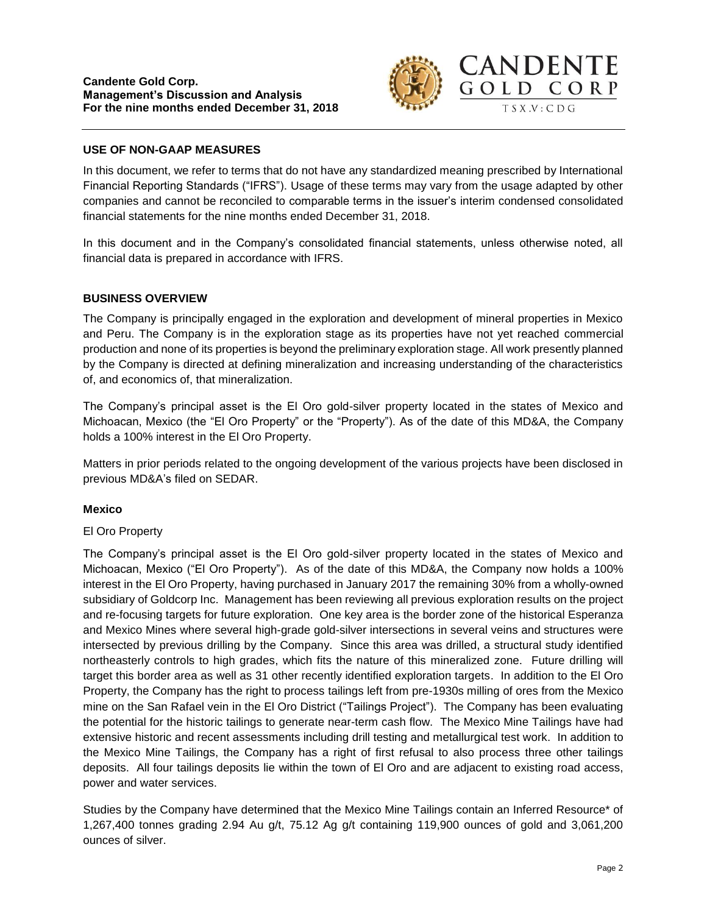## USE OF NON-GAAP MEASURES

In this document, we refer to terms that do not have any standardized meaning prescribed by International Financial Reporting Standards ("IFRS"). Usage of these terms may vary from the usage adapted by other companies and cannot be reconciled to comparable terms in the issuer's interim condensed consolidated financial statements for the nine months ended December 31, 2018.

In this document and in the Company's consolidated financial statements, unless otherwise noted, all financial data is prepared in accordance with IFRS.

## BUSINESS OVERVIEW

The Company is principally engaged in the exploration and development of mineral properties in Mexico and Peru. The Company is in the exploration stage as its properties have not yet reached commercial production and none of its properties is beyond the preliminary exploration stage. All work presently planned by the Company is directed at defining mineralization and increasing understanding of the characteristics of, and economics of, that mineralization.

The Company's principal asset is the El Oro gold-silver property located in the states of Mexico and Michoacan, Mexico (the "El Oro Property" or the "Property"). As of the date of this MD&A, the Company holds a 100% interest in the El Oro Property.

Matters in prior periods related to the ongoing development of the various projects have been disclosed in previous MD&A's filed on SEDAR.

### Mexico

El Oro Property

The Company's principal asset is the El Oro gold-silver property located in the states of Mexico and Michoacan, Mexico ("El Oro Property"). As of the date of this MD&A, the Company now holds a 100% interest in the El Oro Property, having purchased in January 2017 the remaining 30% from a wholly-owned subsidiary of Goldcorp Inc. Management has been reviewing all previous exploration results on the project and re-focusing targets for future exploration. One key area is the border zone of the historical Esperanza and Mexico Mines where several high-grade gold-silver intersections in several veins and structures were intersected by previous drilling by the Company. Since this area was drilled, a structural study identified northeasterly controls to high grades, which fits the nature of this mineralized zone. Future drilling will target this border area as well as 31 other recently identified exploration targets. In addition to the El Oro Property, the Company has the right to process tailings left from pre-1930s milling of ores from the Mexico mine on the San Rafael vein in the El Oro District ("Tailings Project"). The Company has been evaluating the potential for the historic tailings to generate near-term cash flow. The Mexico Mine Tailings have had extensive historic and recent assessments including drill testing and metallurgical test work. In addition to the Mexico Mine Tailings, the Company has a right of first refusal to also process three other tailings deposits. All four tailings deposits lie within the town of El Oro and are adjacent to existing road access, power and water services.

Studies by the Company have determined that the Mexico Mine Tailings contain an Inferred Resource* of 1,267,400 tonnes grading 2.94 Au g/t, 75.12 Ag g/t containing 119,900 ounces of gold and 3,061,200 ounces of silver.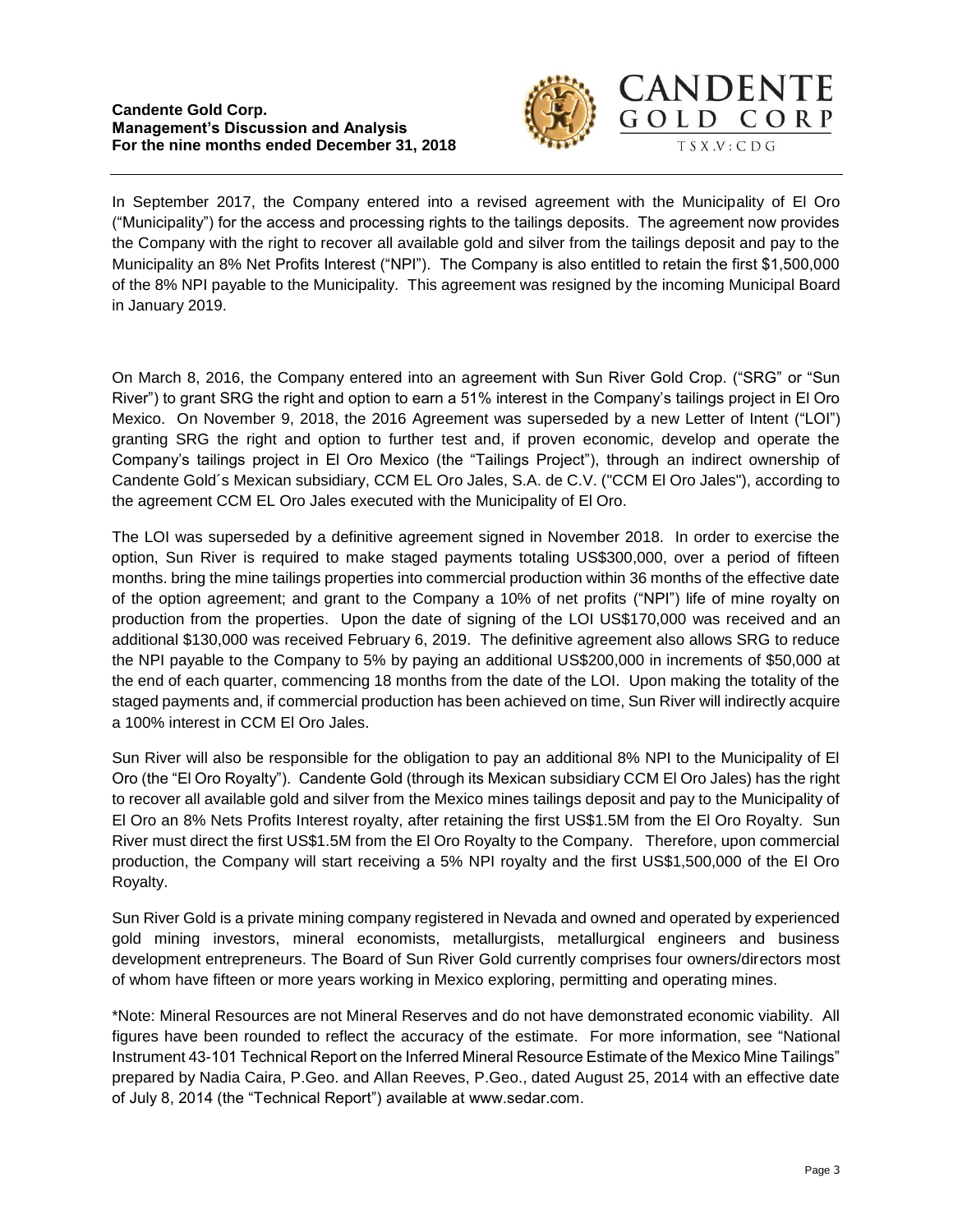In September 2017, the Company entered into a revised agreement with the Municipality of El Oro ("Municipality") for the access and processing rights to the tailings deposits. The agreement now provides the Company with the right to recover all available gold and silver from the tailings deposit and pay to the Municipality an 8% Net Profits Interest ("NPI"). The Company is also entitled to retain the first $1,500,000 of the 8% NPI payable to the Municipality. This agreement was resigned by the incoming Municipal Board in January 2019.

On March 8, 2016, the Company entered into an agreement with Sun River Gold Crop. ("SRG" or "Sun River") to grant SRG the right and option to earn a 51% interest in the Company's tailings project in El Oro Mexico. On November 9, 2018, the 2016 Agreement was superseded by a new Letter of Intent ("LOI") granting SRG the right and option to further test and, if proven economic, develop and operate the Company's tailings project in El Oro Mexico (the "Tailings Project"), through an indirect ownership of Candente Gold´s Mexican subsidiary, CCM EL Oro Jales, S.A. de C.V. ("CCM El Oro Jales"), according to the agreement CCM EL Oro Jales executed with the Municipality of El Oro.

The LOI was superseded by a definitive agreement signed in November 2018. In order to exercise the option, Sun River is required to make staged payments totaling US$300,000, over a period of fifteen months. bring the mine tailings properties into commercial production within 36 months of the effective date of the option agreement; and grant to the Company a 10% of net profits ("NPI") life of mine royalty on production from the properties. Upon the date of signing of the LOI US$170,000 was received and an additional $130,000 was received February 6, 2019. The definitive agreement also allows SRG to reduce the NPI payable to the Company to 5% by paying an additional US$200,000 in increments of $50,000 at the end of each quarter, commencing 18 months from the date of the LOI. Upon making the totality of the staged payments and, if commercial production has been achieved on time, Sun River will indirectly acquire a 100% interest in CCM El Oro Jales.

Sun River will also be responsible for the obligation to pay an additional 8% NPI to the Municipality of El Oro (the "El Oro Royalty"). Candente Gold (through its Mexican subsidiary CCM El Oro Jales) has the right to recover all available gold and silver from the Mexico mines tailings deposit and pay to the Municipality of El Oro an 8% Nets Profits Interest royalty, after retaining the first US$1.5M from the El Oro Royalty. Sun River must direct the first US$1.5M from the El Oro Royalty to the Company. Therefore, upon commercial production, the Company will start receiving a 5% NPI royalty and the first US$1,500,000 of the El Oro Royalty.

Sun River Gold is a private mining company registered in Nevada and owned and operated by experienced gold mining investors, mineral economists, metallurgists, metallurgical engineers and business development entrepreneurs. The Board of Sun River Gold currently comprises four owners/directors most of whom have fifteen or more years working in Mexico exploring, permitting and operating mines.

*Note: Mineral Resources are not Mineral Reserves and do not have demonstrated economic viability. All figures have been rounded to reflect the accuracy of the estimate. For more information, see "National Instrument 43-101 Technical Report on the Inferred Mineral Resource Estimate of the Mexico Mine Tailings" prepared by Nadia Caira, P.Geo. and Allan Reeves, P.Geo., dated August 25, 2014 with an effective date of July 8, 2014 (the "Technical Report") available at www.sedar.com.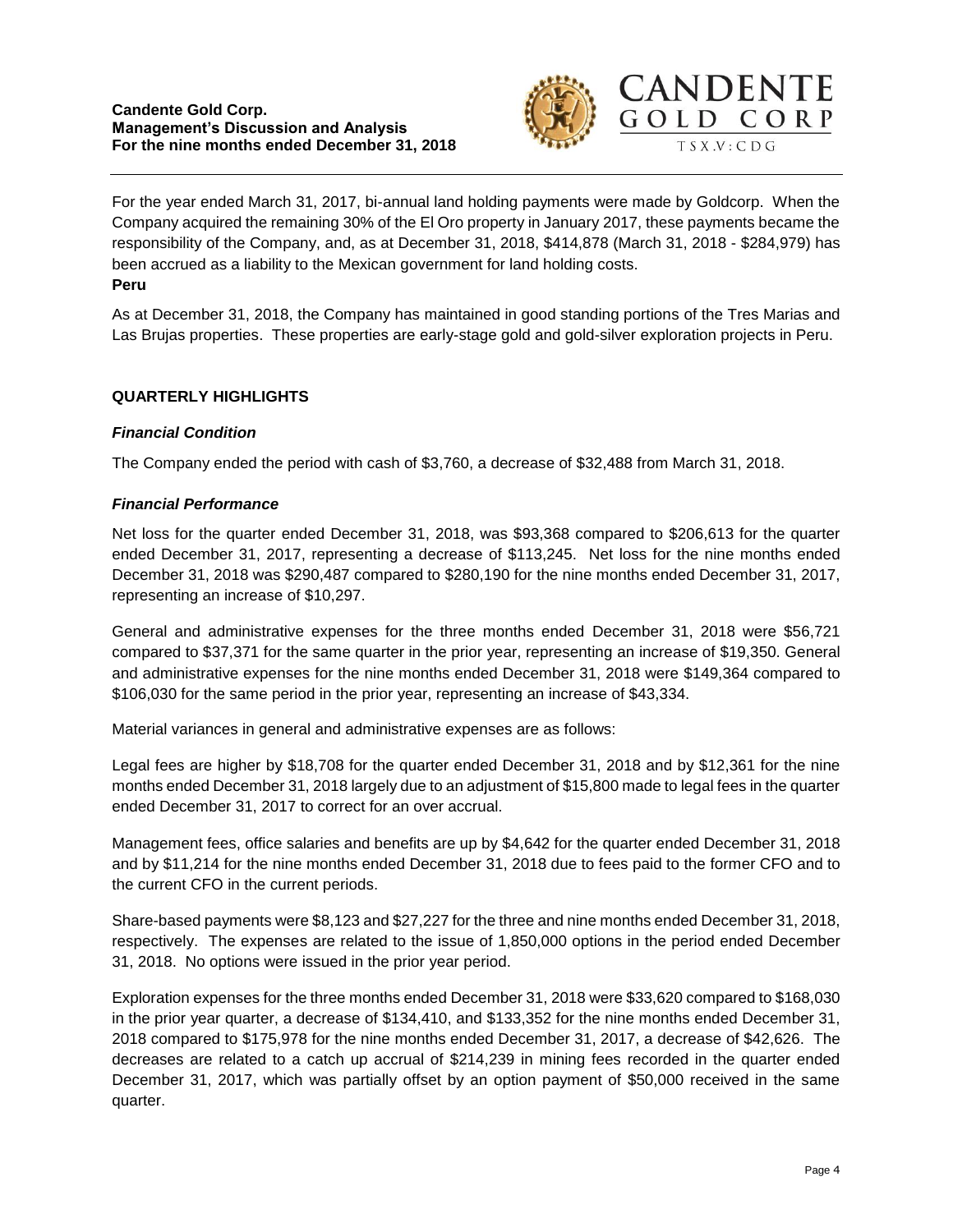For the year ended March 31, 2017, bi-annual land holding payments were made by Goldcorp. When the Company acquired the remaining 30% of the El Oro property in January 2017, these payments became the responsibility of the Company, and, as at December 31, 2018, $414,878 (March 31, 2018 - $284,979) has been accrued as a liability to the Mexican government for land holding costs.

**Peru**

As at December 31, 2018, the Company has maintained in good standing portions of the Tres Marias and Las Brujas properties. These properties are early-stage gold and gold-silver exploration projects in Peru.

## QUARTERLY HIGHLIGHTS

### *Financial Condition*

The Company ended the period with cash of $3,760, a decrease of $32,488 from March 31, 2018.

### *Financial Performance*

Net loss for the quarter ended December 31, 2018, was $93,368 compared to $206,613 for the quarter ended December 31, 2017, representing a decrease of $113,245. Net loss for the nine months ended December 31, 2018 was $290,487 compared to $280,190 for the nine months ended December 31, 2017, representing an increase of $10,297.

General and administrative expenses for the three months ended December 31, 2018 were $56,721 compared to $37,371 for the same quarter in the prior year, representing an increase of $19,350. General and administrative expenses for the nine months ended December 31, 2018 were $149,364 compared to $106,030 for the same period in the prior year, representing an increase of $43,334.

Material variances in general and administrative expenses are as follows:

Legal fees are higher by $18,708 for the quarter ended December 31, 2018 and by $12,361 for the nine months ended December 31, 2018 largely due to an adjustment of $15,800 made to legal fees in the quarter ended December 31, 2017 to correct for an over accrual.

Management fees, office salaries and benefits are up by $4,642 for the quarter ended December 31, 2018 and by $11,214 for the nine months ended December 31, 2018 due to fees paid to the former CFO and to the current CFO in the current periods.

Share-based payments were $8,123 and $27,227 for the three and nine months ended December 31, 2018, respectively. The expenses are related to the issue of 1,850,000 options in the period ended December 31, 2018. No options were issued in the prior year period.

Exploration expenses for the three months ended December 31, 2018 were $33,620 compared to $168,030 in the prior year quarter, a decrease of $134,410, and $133,352 for the nine months ended December 31, 2018 compared to $175,978 for the nine months ended December 31, 2017, a decrease of $42,626. The decreases are related to a catch up accrual of $214,239 in mining fees recorded in the quarter ended December 31, 2017, which was partially offset by an option payment of $50,000 received in the same quarter.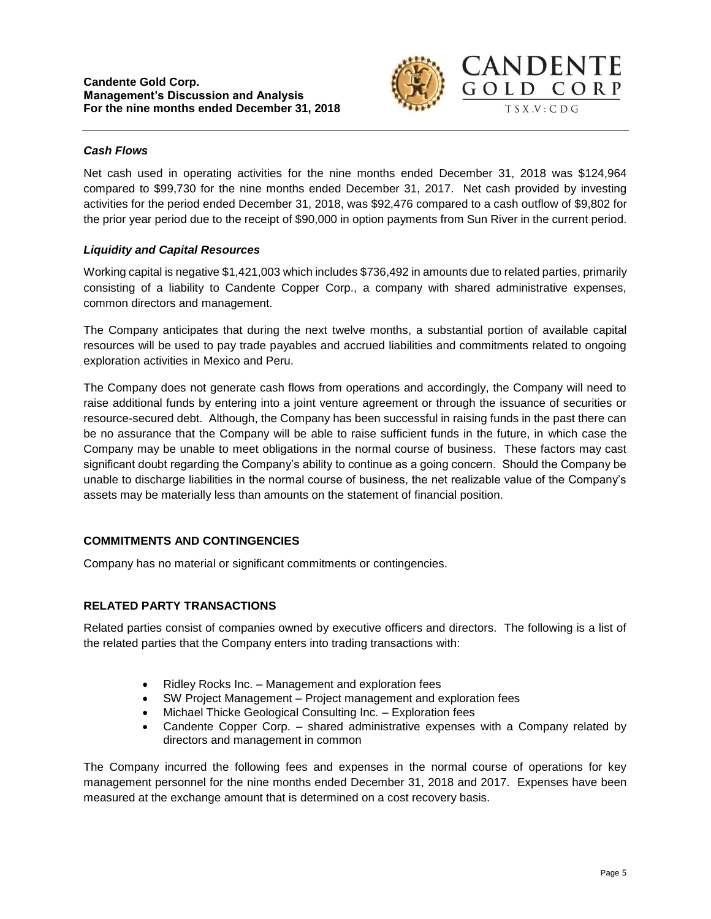### *Cash Flows*

Net cash used in operating activities for the nine months ended December 31, 2018 was $124,964 compared to $99,730 for the nine months ended December 31, 2017. Net cash provided by investing activities for the period ended December 31, 2018, was $92,476 compared to a cash outflow of $9,802 for the prior year period due to the receipt of $90,000 in option payments from Sun River in the current period.

### *Liquidity and Capital Resources*

Working capital is negative $1,421,003 which includes $736,492 in amounts due to related parties, primarily consisting of a liability to Candente Copper Corp., a company with shared administrative expenses, common directors and management.

The Company anticipates that during the next twelve months, a substantial portion of available capital resources will be used to pay trade payables and accrued liabilities and commitments related to ongoing exploration activities in Mexico and Peru.

The Company does not generate cash flows from operations and accordingly, the Company will need to raise additional funds by entering into a joint venture agreement or through the issuance of securities or resource-secured debt. Although, the Company has been successful in raising funds in the past there can be no assurance that the Company will be able to raise sufficient funds in the future, in which case the Company may be unable to meet obligations in the normal course of business. These factors may cast significant doubt regarding the Company's ability to continue as a going concern. Should the Company be unable to discharge liabilities in the normal course of business, the net realizable value of the Company's assets may be materially less than amounts on the statement of financial position.

## COMMITMENTS AND CONTINGENCIES

Company has no material or significant commitments or contingencies.

## RELATED PARTY TRANSACTIONS

Related parties consist of companies owned by executive officers and directors. The following is a list of the related parties that the Company enters into trading transactions with:

- Ridley Rocks Inc. – Management and exploration fees
- SW Project Management – Project management and exploration fees
- Michael Thicke Geological Consulting Inc. – Exploration fees
- Candente Copper Corp. – shared administrative expenses with a Company related by directors and management in common

The Company incurred the following fees and expenses in the normal course of operations for key management personnel for the nine months ended December 31, 2018 and 2017. Expenses have been measured at the exchange amount that is determined on a cost recovery basis.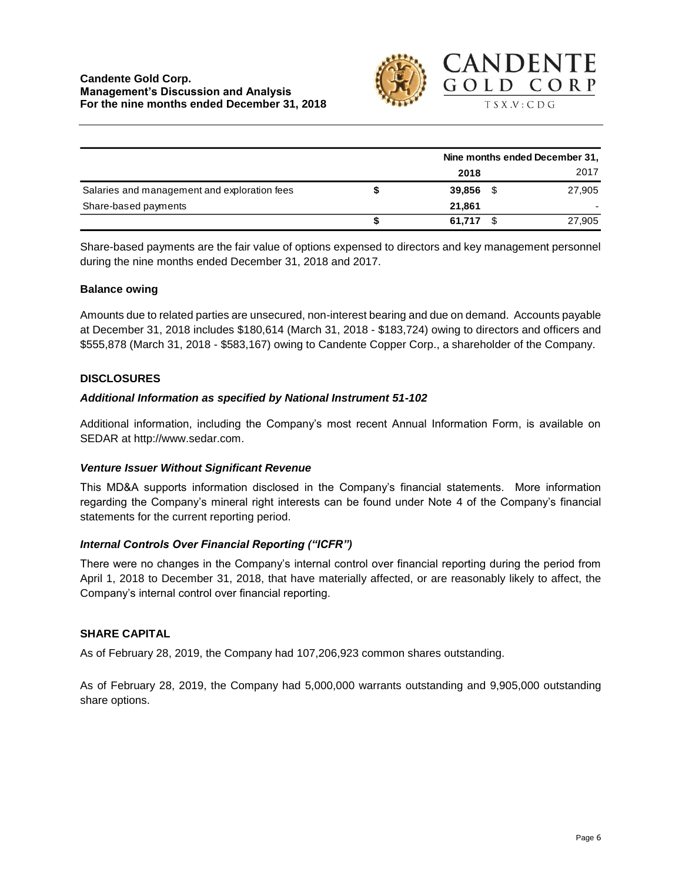| | Nine months ended December 31, | |
|---|---|---|
| | **2018** | 2017 |
| Salaries and management and exploration fees | **$ 39,856** | $ 27,905 |
| Share-based payments | **21,861** | - |
| | **$ 61,717** | $ 27,905 |

Share-based payments are the fair value of options expensed to directors and key management personnel during the nine months ended December 31, 2018 and 2017.

### Balance owing

Amounts due to related parties are unsecured, non-interest bearing and due on demand. Accounts payable at December 31, 2018 includes $180,614 (March 31, 2018 - $183,724) owing to directors and officers and $555,878 (March 31, 2018 - $583,167) owing to Candente Copper Corp., a shareholder of the Company.

## DISCLOSURES

### *Additional Information as specified by National Instrument 51-102*

Additional information, including the Company's most recent Annual Information Form, is available on SEDAR at http://www.sedar.com.

### *Venture Issuer Without Significant Revenue*

This MD&A supports information disclosed in the Company's financial statements. More information regarding the Company's mineral right interests can be found under Note 4 of the Company's financial statements for the current reporting period.

### *Internal Controls Over Financial Reporting ("ICFR")*

There were no changes in the Company's internal control over financial reporting during the period from April 1, 2018 to December 31, 2018, that have materially affected, or are reasonably likely to affect, the Company's internal control over financial reporting.

## SHARE CAPITAL

As of February 28, 2019, the Company had 107,206,923 common shares outstanding.

As of February 28, 2019, the Company had 5,000,000 warrants outstanding and 9,905,000 outstanding share options.